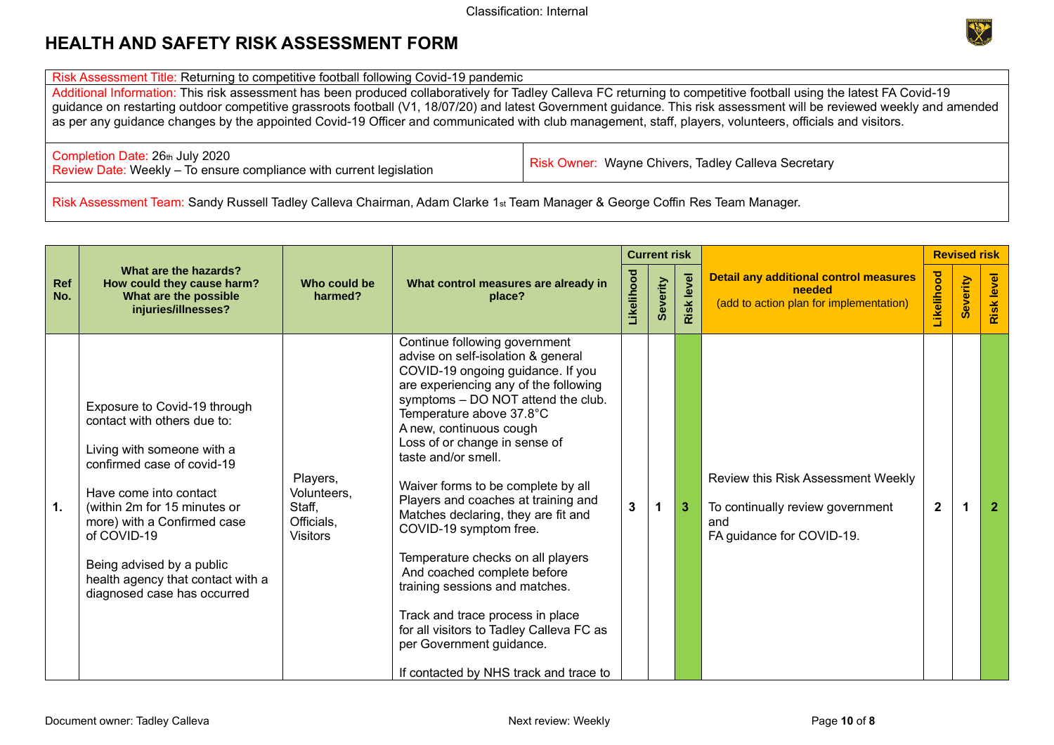Classification: Internal

# HEALTH AND SAFETY RISK ASSESSMENT FORM

| Risk Assessment Title: Returning to competitive football following Covid-19 pandemic | |
|---|---|
| Additional Information: This risk assessment has been produced collaboratively for Tadley Calleva FC returning to competitive football using the latest FA Covid-19 guidance on restarting outdoor competitive grassroots football (V1, 18/07/20) and latest Government guidance. This risk assessment will be reviewed weekly and amended as per any guidance changes by the appointed Covid-19 Officer and communicated with club management, staff, players, volunteers, officials and visitors. | |
| Completion Date: 26th July 2020<br>Review Date: Weekly – To ensure compliance with current legislation | Risk Owner: Wayne Chivers, Tadley Calleva Secretary |
| Risk Assessment Team: Sandy Russell Tadley Calleva Chairman, Adam Clarke 1st Team Manager & George Coffin Res Team Manager. | |

| Ref No. | What are the hazards? How could they cause harm? What are the possible injuries/illnesses? | Who could be harmed? | What control measures are already in place? | Current risk | | | Detail any additional control measures needed (add to action plan for implementation) | Revised risk | | |
|---|---|---|---|---|---|---|---|---|---|---|
| | | | | Likelihood | Severity | Risk level | | Likelihood | Severity | Risk level |
| 1. | Exposure to Covid-19 through contact with others due to:<br><br>Living with someone with a confirmed case of covid-19<br><br>Have come into contact (within 2m for 15 minutes or more) with a Confirmed case of COVID-19<br><br>Being advised by a public health agency that contact with a diagnosed case has occurred | Players, Volunteers, Staff, Officials, Visitors | Continue following government advise on self-isolation & general COVID-19 ongoing guidance. If you are experiencing any of the following symptoms – DO NOT attend the club.<br>Temperature above 37.8°C<br>A new, continuous cough<br>Loss of or change in sense of taste and/or smell.<br><br>Waiver forms to be complete by all Players and coaches at training and Matches declaring, they are fit and COVID-19 symptom free.<br><br>Temperature checks on all players And coached complete before training sessions and matches.<br><br>Track and trace process in place for all visitors to Tadley Calleva FC as per Government guidance.<br><br>If contacted by NHS track and trace to | 3 | 1 | 3 | Review this Risk Assessment Weekly<br><br>To continually review government and FA guidance for COVID-19. | 2 | 1 | 2 |

Document owner: Tadley Calleva

Next review: Weekly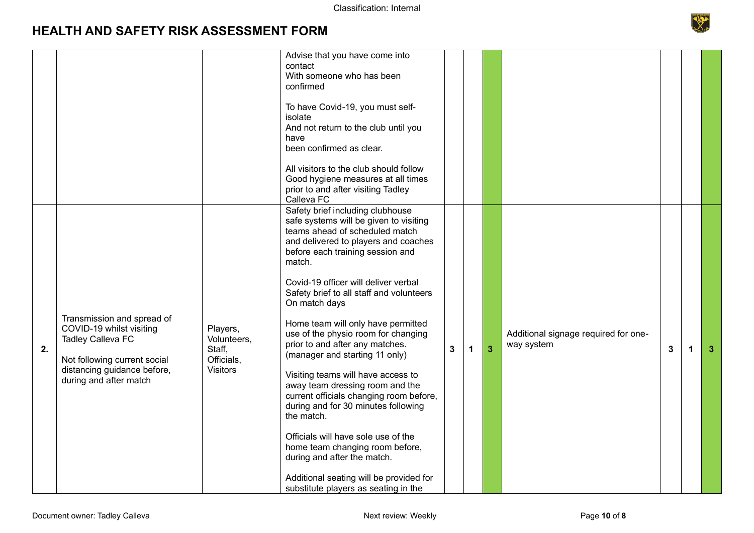# HEALTH AND SAFETY RISK ASSESSMENT FORM

| | | | | | | | | | | |
|---|---|---|---|---|---|---|---|---|---|---|
| | | | Advise that you have come into contact<br>With someone who has been confirmed<br><br>To have Covid-19, you must self-isolate<br>And not return to the club until you have<br>been confirmed as clear.<br><br>All visitors to the club should follow<br>Good hygiene measures at all times prior to and after visiting Tadley Calleva FC | | | | | | | |
| **2.** | Transmission and spread of COVID-19 whilst visiting Tadley Calleva FC<br><br>Not following current social distancing guidance before, during and after match | Players, Volunteers, Staff, Officials, Visitors | Safety brief including clubhouse safe systems will be given to visiting teams ahead of scheduled match and delivered to players and coaches before each training session and match.<br><br>Covid-19 officer will deliver verbal Safety brief to all staff and volunteers On match days<br><br>Home team will only have permitted use of the physio room for changing prior to and after any matches. (manager and starting 11 only)<br><br>Visiting teams will have access to away team dressing room and the current officials changing room before, during and for 30 minutes following the match.<br><br>Officials will have sole use of the home team changing room before, during and after the match.<br><br>Additional seating will be provided for substitute players as seating in the | **3** | **1** | **3** | Additional signage required for one-way system | **3** | **1** | **3** |

Document owner: Tadley Calleva

Next review: Weekly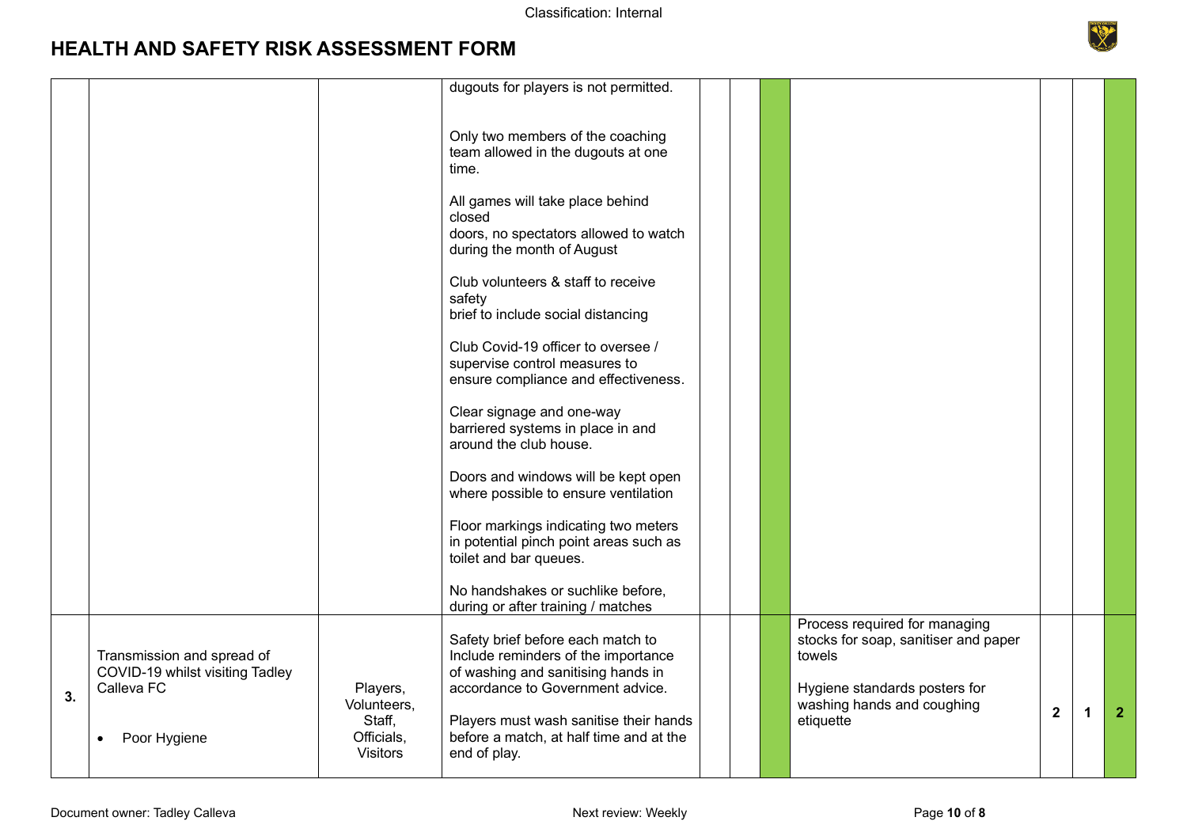# HEALTH AND SAFETY RISK ASSESSMENT FORM

| | | | | | | | | | | |
|---|---|---|---|---|---|---|---|---|---|---|
| | | | dugouts for players is not permitted.<br><br>Only two members of the coaching team allowed in the dugouts at one time.<br><br>All games will take place behind closed doors, no spectators allowed to watch during the month of August<br><br>Club volunteers & staff to receive safety brief to include social distancing<br><br>Club Covid-19 officer to oversee / supervise control measures to ensure compliance and effectiveness.<br><br>Clear signage and one-way barriered systems in place in and around the club house.<br><br>Doors and windows will be kept open where possible to ensure ventilation<br><br>Floor markings indicating two meters in potential pinch point areas such as toilet and bar queues.<br><br>No handshakes or suchlike before, during or after training / matches | | | | | | | |
| 3. | Transmission and spread of COVID-19 whilst visiting Tadley Calleva FC<br><br>• Poor Hygiene | Players, Volunteers, Staff, Officials, Visitors | Safety brief before each match to Include reminders of the importance of washing and sanitising hands in accordance to Government advice.<br><br>Players must wash sanitise their hands before a match, at half time and at the end of play. | | | | Process required for managing stocks for soap, sanitiser and paper towels<br><br>Hygiene standards posters for washing hands and coughing etiquette | 2 | 1 | 2 |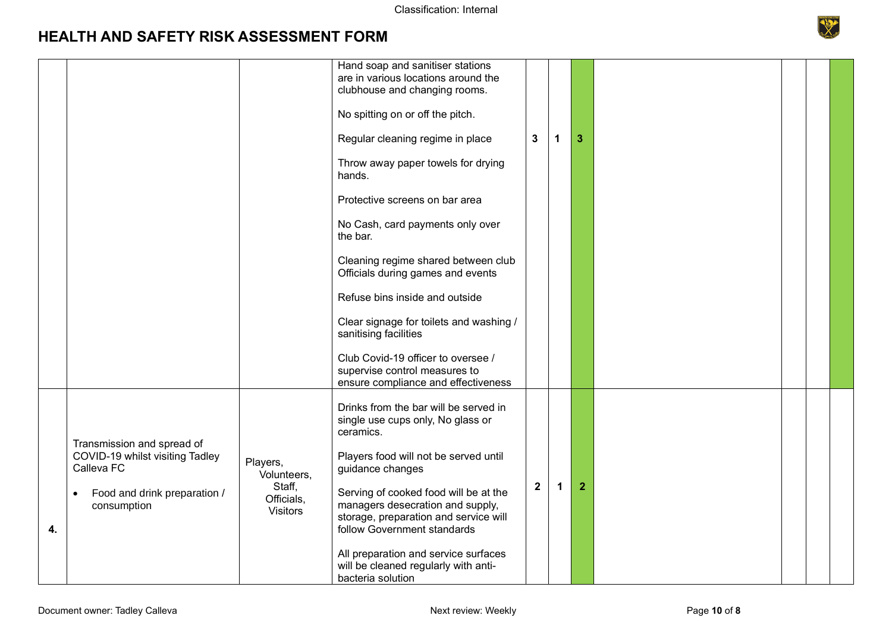# HEALTH AND SAFETY RISK ASSESSMENT FORM

| | | | | | | | | | | |
|---|---|---|---|---|---|---|---|---|---|---|
| | | | Hand soap and sanitiser stations are in various locations around the clubhouse and changing rooms.<br><br>No spitting on or off the pitch.<br><br>Regular cleaning regime in place<br><br>Throw away paper towels for drying hands.<br><br>Protective screens on bar area<br><br>No Cash, card payments only over the bar.<br><br>Cleaning regime shared between club Officials during games and events<br><br>Refuse bins inside and outside<br><br>Clear signage for toilets and washing / sanitising facilities<br><br>Club Covid-19 officer to oversee / supervise control measures to ensure compliance and effectiveness | 3 | 1 | 3 | | | | |
| 4. | Transmission and spread of COVID-19 whilst visiting Tadley Calleva FC<br><br>• Food and drink preparation / consumption | Players, Volunteers, Staff, Officials, Visitors | Drinks from the bar will be served in single use cups only, No glass or ceramics.<br><br>Players food will not be served until guidance changes<br><br>Serving of cooked food will be at the managers desecration and supply, storage, preparation and service will follow Government standards<br><br>All preparation and service surfaces will be cleaned regularly with anti-bacteria solution | 2 | 1 | 2 | | | | |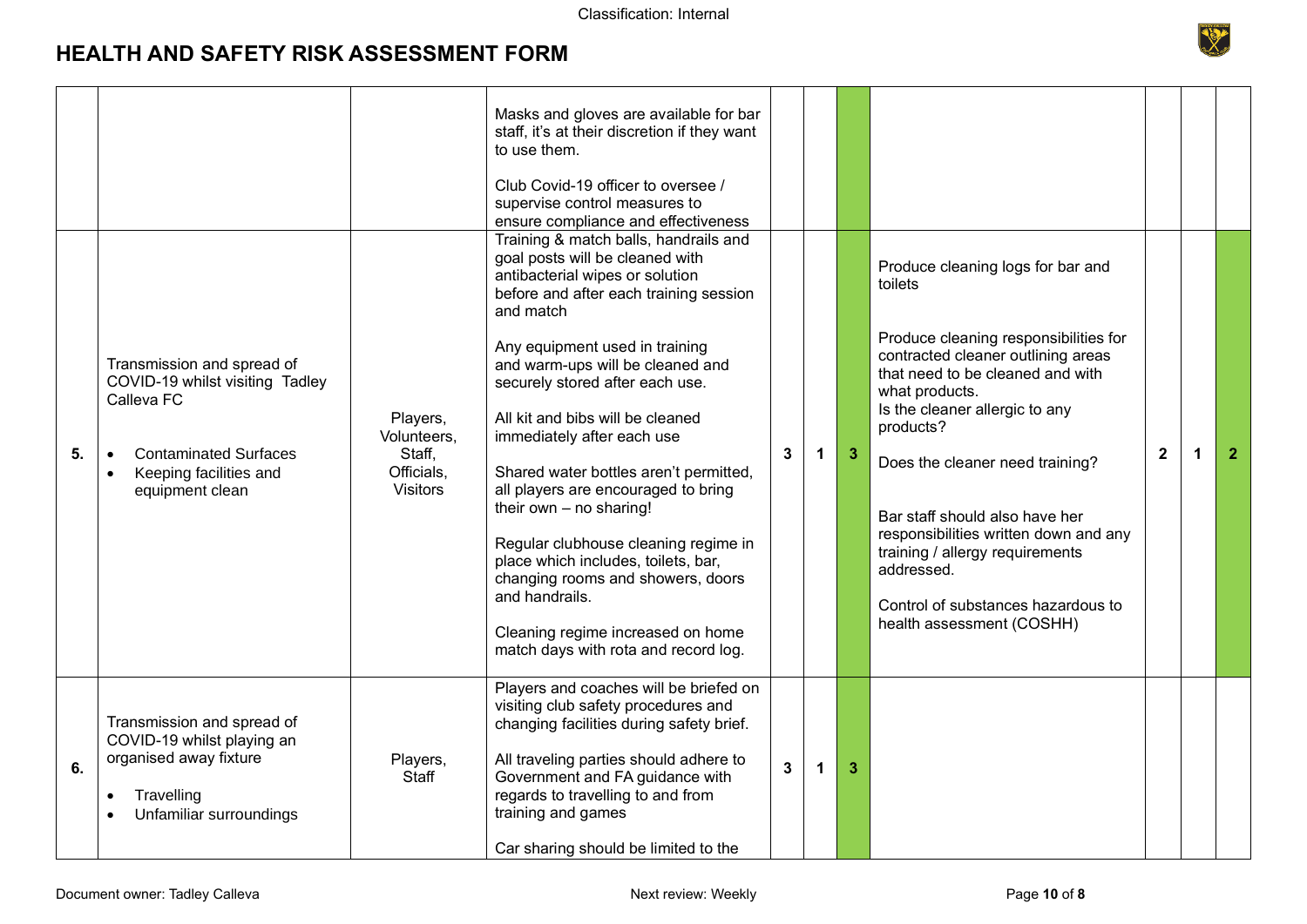# HEALTH AND SAFETY RISK ASSESSMENT FORM

| | | | | | | | | | | |
|---|---|---|---|---|---|---|---|---|---|---|
| | | | Masks and gloves are available for bar staff, it's at their discretion if they want to use them.<br><br>Club Covid-19 officer to oversee / supervise control measures to ensure compliance and effectiveness | | | | | | | |
| **5.** | Transmission and spread of COVID-19 whilst visiting Tadley Calleva FC<br><br>• Contaminated Surfaces<br>• Keeping facilities and equipment clean | Players, Volunteers, Staff, Officials, Visitors | Training & match balls, handrails and goal posts will be cleaned with antibacterial wipes or solution before and after each training session and match<br><br>Any equipment used in training and warm-ups will be cleaned and securely stored after each use.<br><br>All kit and bibs will be cleaned immediately after each use<br><br>Shared water bottles aren't permitted, all players are encouraged to bring their own – no sharing!<br><br>Regular clubhouse cleaning regime in place which includes, toilets, bar, changing rooms and showers, doors and handrails.<br><br>Cleaning regime increased on home match days with rota and record log. | **3** | **1** | **3** | Produce cleaning logs for bar and toilets<br><br>Produce cleaning responsibilities for contracted cleaner outlining areas that need to be cleaned and with what products.<br>Is the cleaner allergic to any products?<br><br>Does the cleaner need training?<br><br>Bar staff should also have her responsibilities written down and any training / allergy requirements addressed.<br><br>Control of substances hazardous to health assessment (COSHH) | **2** | **1** | **2** |
| **6.** | Transmission and spread of COVID-19 whilst playing an organised away fixture<br><br>• Travelling<br>• Unfamiliar surroundings | Players, Staff | Players and coaches will be briefed on visiting club safety procedures and changing facilities during safety brief.<br><br>All traveling parties should adhere to Government and FA guidance with regards to travelling to and from training and games<br><br>Car sharing should be limited to the | **3** | **1** | **3** | | | | |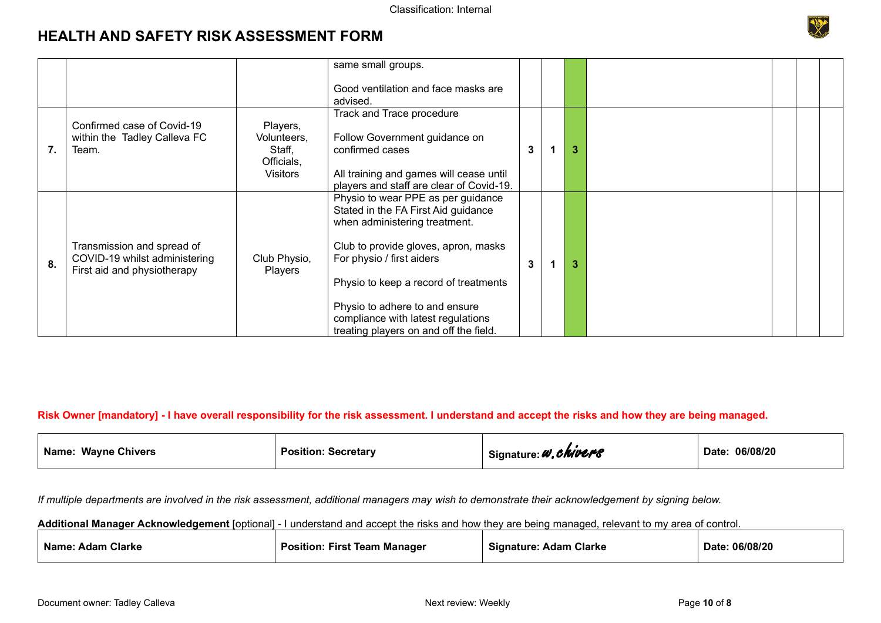# HEALTH AND SAFETY RISK ASSESSMENT FORM

| | | | | | | | | | | |
|---|---|---|---|---|---|---|---|---|---|---|
| | | | same small groups.<br><br>Good ventilation and face masks are advised. | | | | | | | |
| **7.** | Confirmed case of Covid-19 within the Tadley Calleva FC Team. | Players, Volunteers, Staff, Officials, Visitors | Track and Trace procedure<br><br>Follow Government guidance on confirmed cases<br><br>All training and games will cease until players and staff are clear of Covid-19. | **3** | **1** | **3** | | | | |
| **8.** | Transmission and spread of COVID-19 whilst administering First aid and physiotherapy | Club Physio, Players | Physio to wear PPE as per guidance Stated in the FA First Aid guidance when administering treatment.<br><br>Club to provide gloves, apron, masks For physio / first aiders<br><br>Physio to keep a record of treatments<br><br>Physio to adhere to and ensure compliance with latest regulations treating players on and off the field. | **3** | **1** | **3** | | | | |

**Risk Owner [mandatory] - I have overall responsibility for the risk assessment. I understand and accept the risks and how they are being managed.**

| | | | |
|---|---|---|---|
| **Name: Wayne Chivers** | **Position: Secretary** | **Signature:** w.chivers | **Date: 06/08/20** |

*If multiple departments are involved in the risk assessment, additional managers may wish to demonstrate their acknowledgement by signing below.*

**Additional Manager Acknowledgement** [optional] - I understand and accept the risks and how they are being managed, relevant to my area of control.

| | | | |
|---|---|---|---|
| **Name: Adam Clarke** | **Position: First Team Manager** | **Signature: Adam Clarke** | **Date: 06/08/20** |

Document owner: Tadley Calleva    Next review: Weekly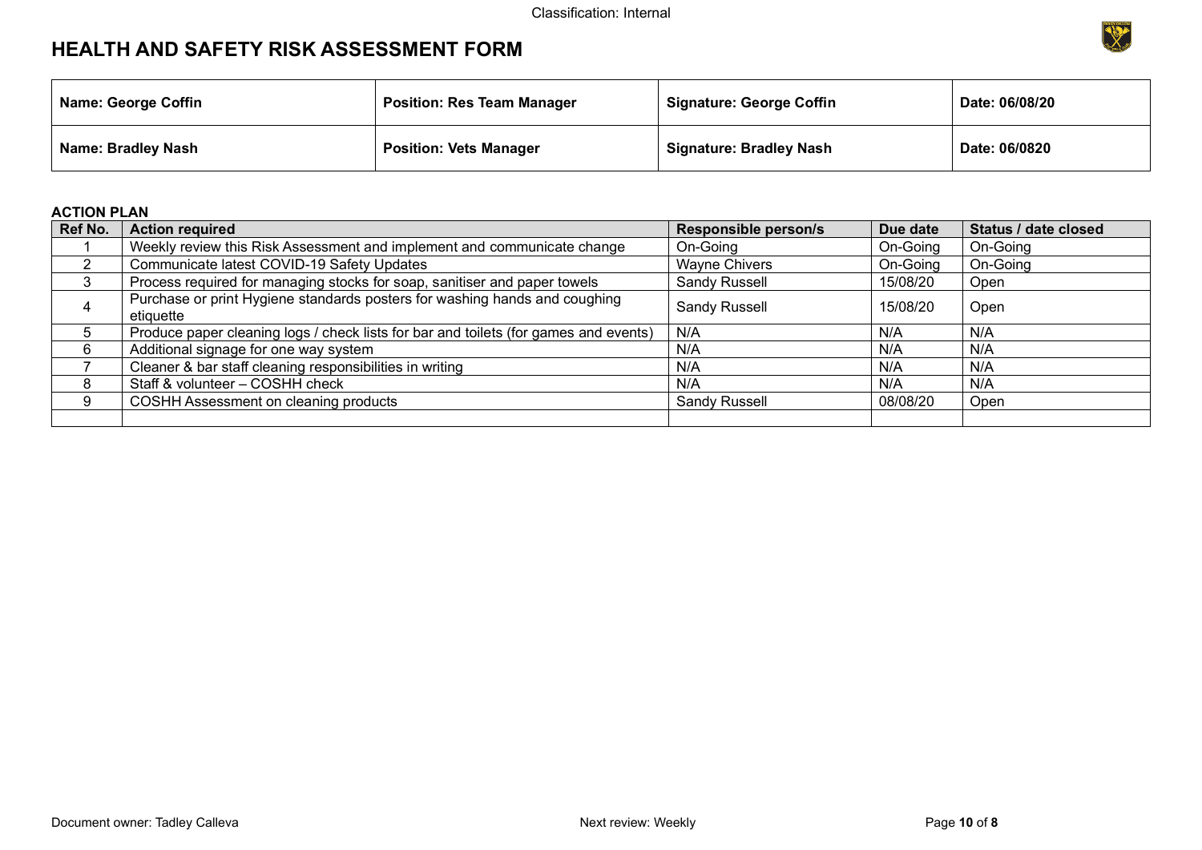# HEALTH AND SAFETY RISK ASSESSMENT FORM

| Name: George Coffin | Position: Res Team Manager | Signature: George Coffin | Date: 06/08/20 |
|---|---|---|---|
| **Name: Bradley Nash** | **Position: Vets Manager** | **Signature: Bradley Nash** | **Date: 06/0820** |

**ACTION PLAN**

| Ref No. | Action required | Responsible person/s | Due date | Status / date closed |
|---|---|---|---|---|
| 1 | Weekly review this Risk Assessment and implement and communicate change | On-Going | On-Going | On-Going |
| 2 | Communicate latest COVID-19 Safety Updates | Wayne Chivers | On-Going | On-Going |
| 3 | Process required for managing stocks for soap, sanitiser and paper towels | Sandy Russell | 15/08/20 | Open |
| 4 | Purchase or print Hygiene standards posters for washing hands and coughing etiquette | Sandy Russell | 15/08/20 | Open |
| 5 | Produce paper cleaning logs / check lists for bar and toilets (for games and events) | N/A | N/A | N/A |
| 6 | Additional signage for one way system | N/A | N/A | N/A |
| 7 | Cleaner & bar staff cleaning responsibilities in writing | N/A | N/A | N/A |
| 8 | Staff & volunteer – COSHH check | N/A | N/A | N/A |
| 9 | COSHH Assessment on cleaning products | Sandy Russell | 08/08/20 | Open |
| | | | | |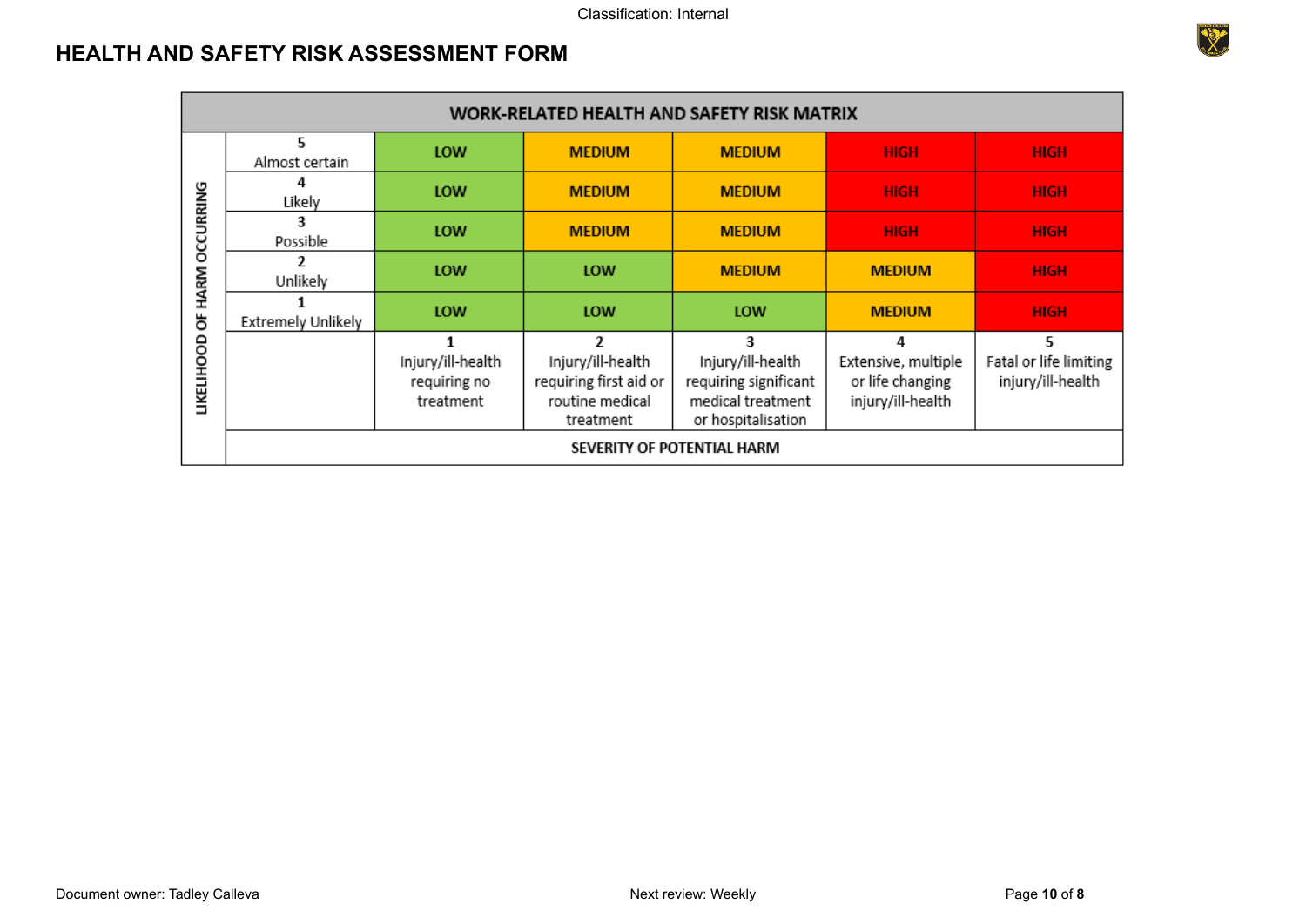# HEALTH AND SAFETY RISK ASSESSMENT FORM

| WORK-RELATED HEALTH AND SAFETY RISK MATRIX | | | | | | |
|---|---|---|---|---|---|---|
| LIKELIHOOD OF HARM OCCURRING | 5 Almost certain | LOW | MEDIUM | MEDIUM | HIGH | HIGH |
| | 4 Likely | LOW | MEDIUM | MEDIUM | HIGH | HIGH |
| | 3 Possible | LOW | MEDIUM | MEDIUM | HIGH | HIGH |
| | 2 Unlikely | LOW | LOW | MEDIUM | MEDIUM | HIGH |
| | 1 Extremely Unlikely | LOW | LOW | LOW | MEDIUM | HIGH |
| | | 1 Injury/ill-health requiring no treatment | 2 Injury/ill-health requiring first aid or routine medical treatment | 3 Injury/ill-health requiring significant medical treatment or hospitalisation | 4 Extensive, multiple or life changing injury/ill-health | 5 Fatal or life limiting injury/ill-health |
| | SEVERITY OF POTENTIAL HARM | | | | | |